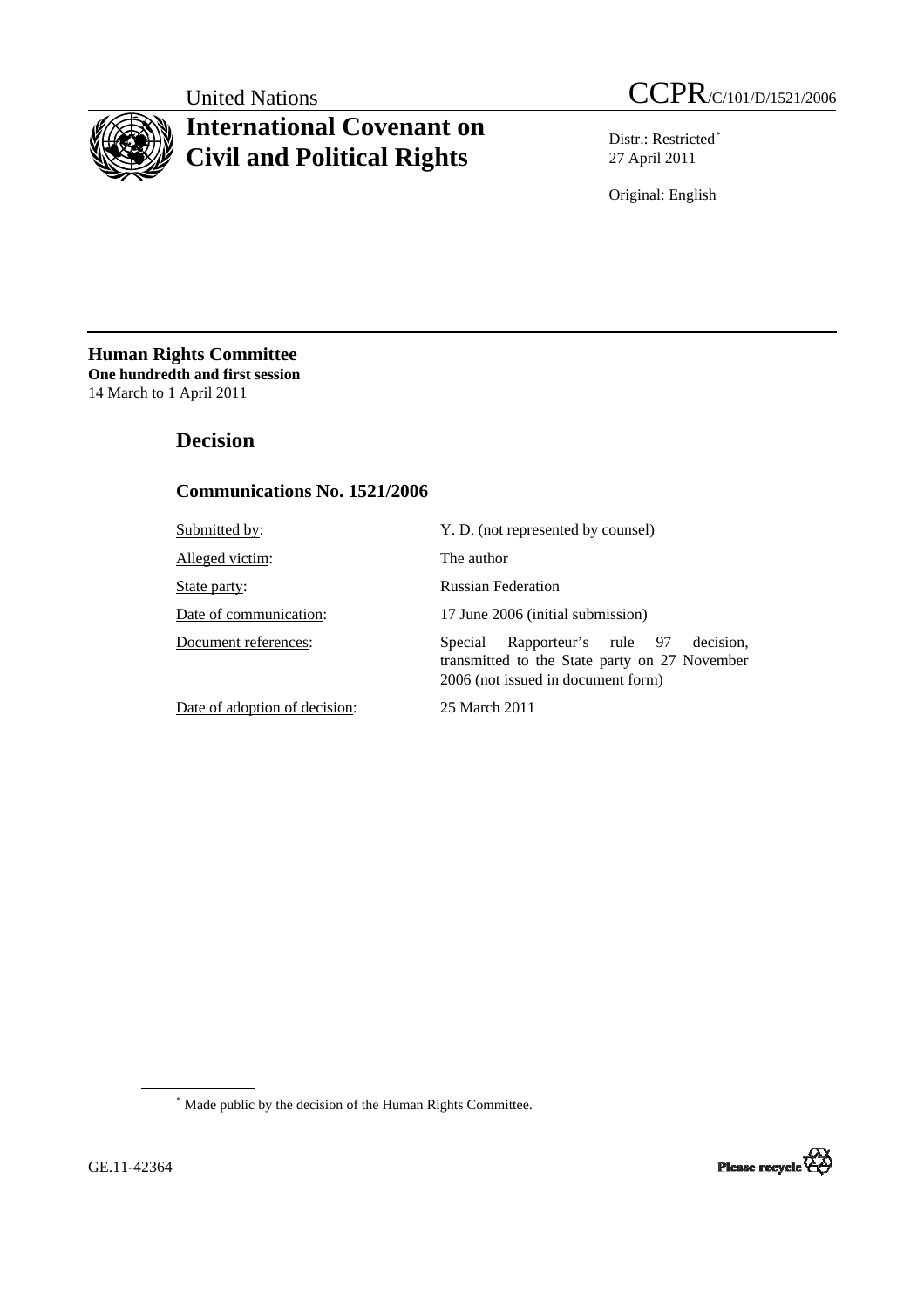United Nations CCPR/C/101/D/1521/2006

# International Covenant on Civil and Political Rights

Distr.: Restricted*
27 April 2011

Original: English

**Human Rights Committee**
**One hundredth and first session**
14 March to 1 April 2011

## Decision

### Communications No. 1521/2006

| | |
|---|---|
| Submitted by: | Y. D. (not represented by counsel) |
| Alleged victim: | The author |
| State party: | Russian Federation |
| Date of communication: | 17 June 2006 (initial submission) |
| Document references: | Special Rapporteur's rule 97 decision, transmitted to the State party on 27 November 2006 (not issued in document form) |
| Date of adoption of decision: | 25 March 2011 |

* Made public by the decision of the Human Rights Committee.

GE.11-42364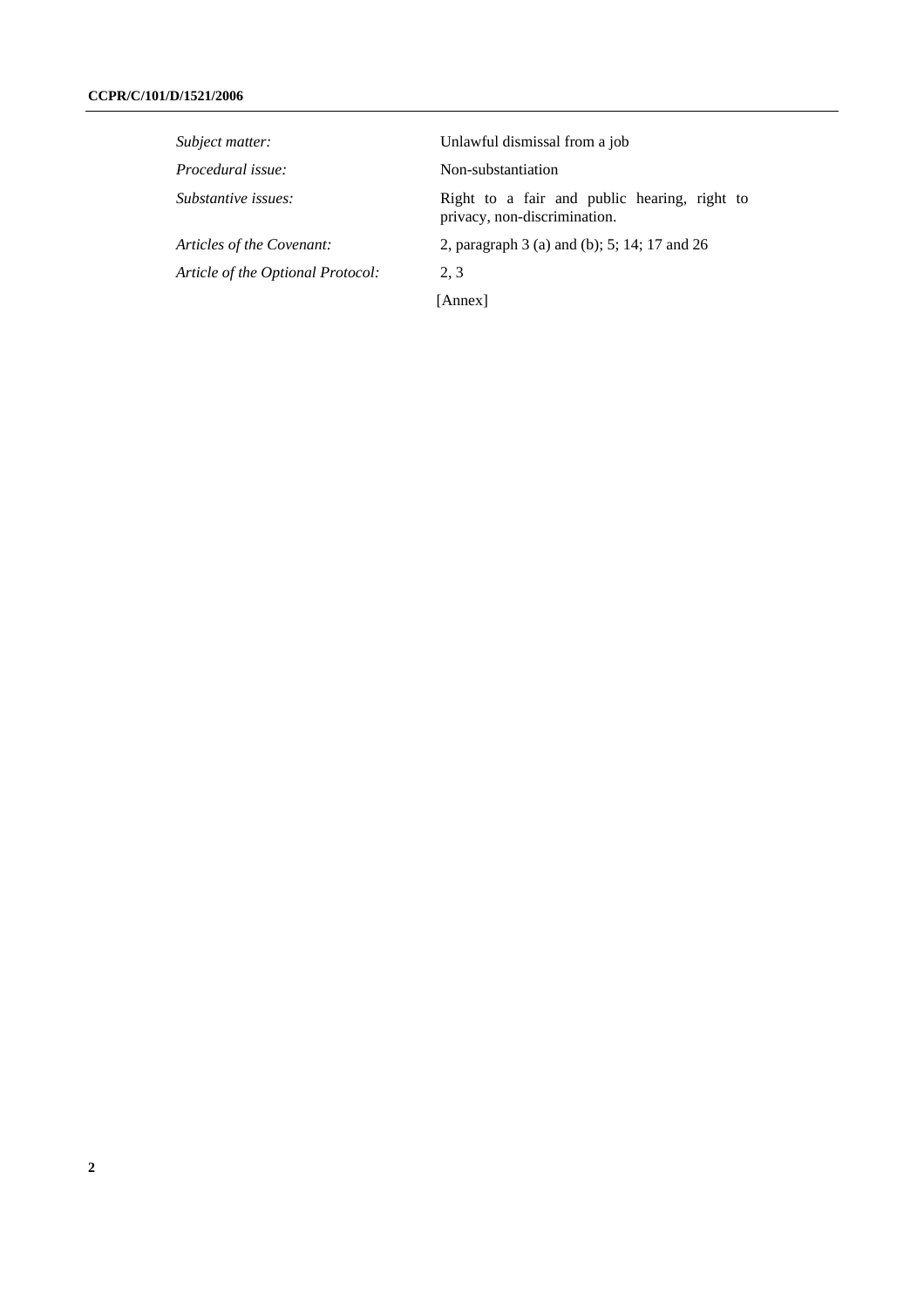| | |
|---|---|
| *Subject matter:* | Unlawful dismissal from a job |
| *Procedural issue:* | Non-substantiation |
| *Substantive issues:* | Right to a fair and public hearing, right to privacy, non-discrimination. |
| *Articles of the Covenant:* | 2, paragraph 3 (a) and (b); 5; 14; 17 and 26 |
| *Article of the Optional Protocol:* | 2, 3 |

[Annex]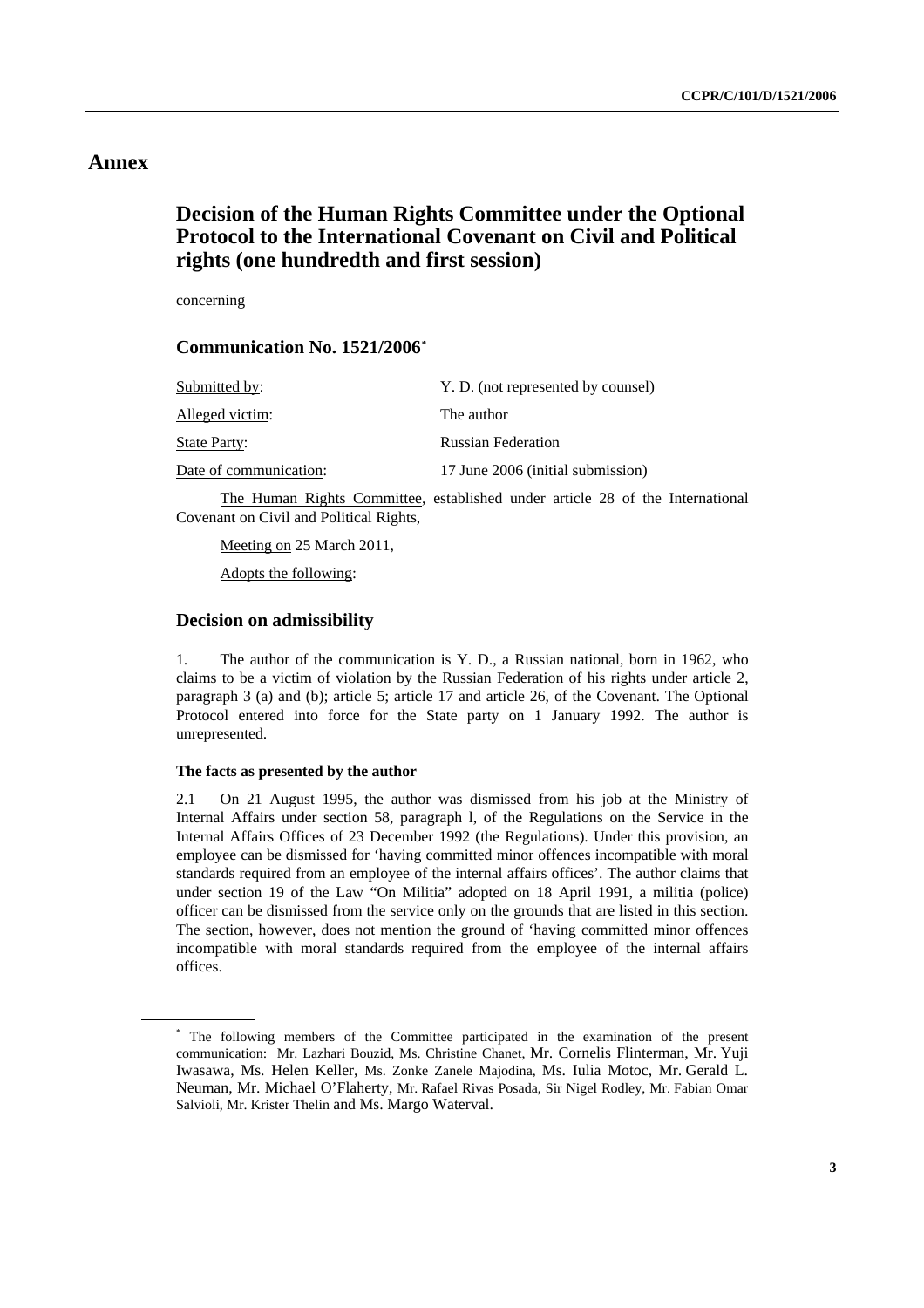# Annex

## Decision of the Human Rights Committee under the Optional Protocol to the International Covenant on Civil and Political rights (one hundredth and first session)

concerning

### Communication No. 1521/2006*

| | |
|---|---|
| Submitted by: | Y. D. (not represented by counsel) |
| Alleged victim: | The author |
| State Party: | Russian Federation |
| Date of communication: | 17 June 2006 (initial submission) |

The Human Rights Committee, established under article 28 of the International Covenant on Civil and Political Rights,

Meeting on 25 March 2011,

Adopts the following:

### Decision on admissibility

1. The author of the communication is Y. D., a Russian national, born in 1962, who claims to be a victim of violation by the Russian Federation of his rights under article 2, paragraph 3 (a) and (b); article 5; article 17 and article 26, of the Covenant. The Optional Protocol entered into force for the State party on 1 January 1992. The author is unrepresented.

#### The facts as presented by the author

2.1 On 21 August 1995, the author was dismissed from his job at the Ministry of Internal Affairs under section 58, paragraph l, of the Regulations on the Service in the Internal Affairs Offices of 23 December 1992 (the Regulations). Under this provision, an employee can be dismissed for 'having committed minor offences incompatible with moral standards required from an employee of the internal affairs offices'. The author claims that under section 19 of the Law "On Militia" adopted on 18 April 1991, a militia (police) officer can be dismissed from the service only on the grounds that are listed in this section. The section, however, does not mention the ground of 'having committed minor offences incompatible with moral standards required from the employee of the internal affairs offices.

---

* The following members of the Committee participated in the examination of the present communication: Mr. Lazhari Bouzid, Ms. Christine Chanet, Mr. Cornelis Flinterman, Mr. Yuji Iwasawa, Ms. Helen Keller, Ms. Zonke Zanele Majodina, Ms. Iulia Motoc, Mr. Gerald L. Neuman, Mr. Michael O'Flaherty, Mr. Rafael Rivas Posada, Sir Nigel Rodley, Mr. Fabian Omar Salvioli, Mr. Krister Thelin and Ms. Margo Waterval.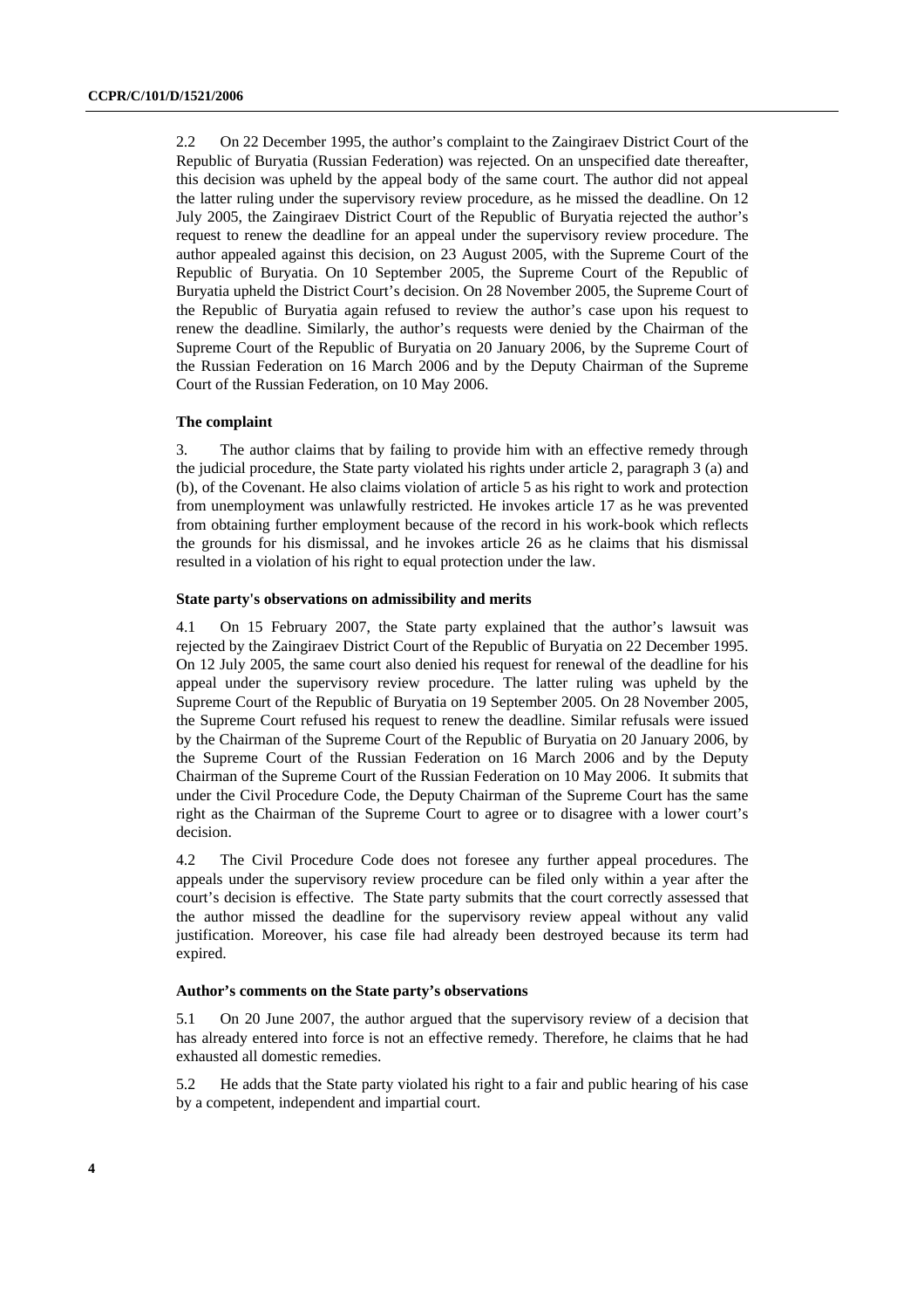2.2 On 22 December 1995, the author's complaint to the Zaingiraev District Court of the Republic of Buryatia (Russian Federation) was rejected. On an unspecified date thereafter, this decision was upheld by the appeal body of the same court. The author did not appeal the latter ruling under the supervisory review procedure, as he missed the deadline. On 12 July 2005, the Zaingiraev District Court of the Republic of Buryatia rejected the author's request to renew the deadline for an appeal under the supervisory review procedure. The author appealed against this decision, on 23 August 2005, with the Supreme Court of the Republic of Buryatia. On 10 September 2005, the Supreme Court of the Republic of Buryatia upheld the District Court's decision. On 28 November 2005, the Supreme Court of the Republic of Buryatia again refused to review the author's case upon his request to renew the deadline. Similarly, the author's requests were denied by the Chairman of the Supreme Court of the Republic of Buryatia on 20 January 2006, by the Supreme Court of the Russian Federation on 16 March 2006 and by the Deputy Chairman of the Supreme Court of the Russian Federation, on 10 May 2006.

### The complaint

3. The author claims that by failing to provide him with an effective remedy through the judicial procedure, the State party violated his rights under article 2, paragraph 3 (a) and (b), of the Covenant. He also claims violation of article 5 as his right to work and protection from unemployment was unlawfully restricted. He invokes article 17 as he was prevented from obtaining further employment because of the record in his work-book which reflects the grounds for his dismissal, and he invokes article 26 as he claims that his dismissal resulted in a violation of his right to equal protection under the law.

### State party's observations on admissibility and merits

4.1 On 15 February 2007, the State party explained that the author's lawsuit was rejected by the Zaingiraev District Court of the Republic of Buryatia on 22 December 1995. On 12 July 2005, the same court also denied his request for renewal of the deadline for his appeal under the supervisory review procedure. The latter ruling was upheld by the Supreme Court of the Republic of Buryatia on 19 September 2005. On 28 November 2005, the Supreme Court refused his request to renew the deadline. Similar refusals were issued by the Chairman of the Supreme Court of the Republic of Buryatia on 20 January 2006, by the Supreme Court of the Russian Federation on 16 March 2006 and by the Deputy Chairman of the Supreme Court of the Russian Federation on 10 May 2006. It submits that under the Civil Procedure Code, the Deputy Chairman of the Supreme Court has the same right as the Chairman of the Supreme Court to agree or to disagree with a lower court's decision.

4.2 The Civil Procedure Code does not foresee any further appeal procedures. The appeals under the supervisory review procedure can be filed only within a year after the court's decision is effective. The State party submits that the court correctly assessed that the author missed the deadline for the supervisory review appeal without any valid justification. Moreover, his case file had already been destroyed because its term had expired.

### Author's comments on the State party's observations

5.1 On 20 June 2007, the author argued that the supervisory review of a decision that has already entered into force is not an effective remedy. Therefore, he claims that he had exhausted all domestic remedies.

5.2 He adds that the State party violated his right to a fair and public hearing of his case by a competent, independent and impartial court.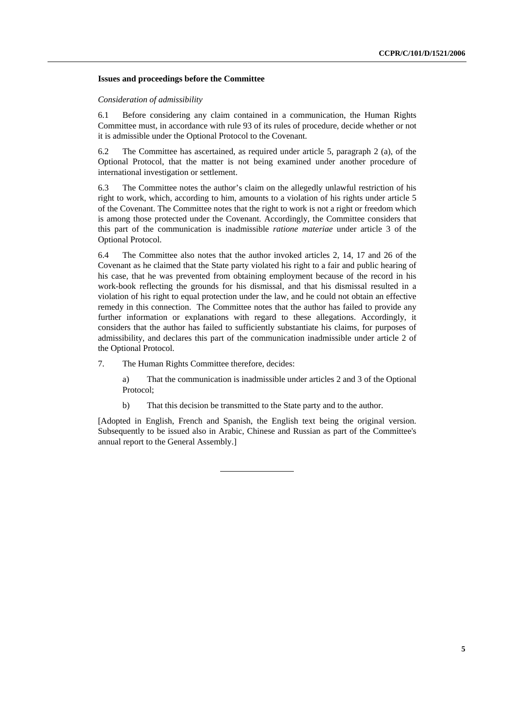### Issues and proceedings before the Committee

*Consideration of admissibility*

6.1 Before considering any claim contained in a communication, the Human Rights Committee must, in accordance with rule 93 of its rules of procedure, decide whether or not it is admissible under the Optional Protocol to the Covenant.

6.2 The Committee has ascertained, as required under article 5, paragraph 2 (a), of the Optional Protocol, that the matter is not being examined under another procedure of international investigation or settlement.

6.3 The Committee notes the author's claim on the allegedly unlawful restriction of his right to work, which, according to him, amounts to a violation of his rights under article 5 of the Covenant. The Committee notes that the right to work is not a right or freedom which is among those protected under the Covenant. Accordingly, the Committee considers that this part of the communication is inadmissible *ratione materiae* under article 3 of the Optional Protocol.

6.4 The Committee also notes that the author invoked articles 2, 14, 17 and 26 of the Covenant as he claimed that the State party violated his right to a fair and public hearing of his case, that he was prevented from obtaining employment because of the record in his work-book reflecting the grounds for his dismissal, and that his dismissal resulted in a violation of his right to equal protection under the law, and he could not obtain an effective remedy in this connection. The Committee notes that the author has failed to provide any further information or explanations with regard to these allegations. Accordingly, it considers that the author has failed to sufficiently substantiate his claims, for purposes of admissibility, and declares this part of the communication inadmissible under article 2 of the Optional Protocol.

7. The Human Rights Committee therefore, decides:

a) That the communication is inadmissible under articles 2 and 3 of the Optional Protocol;

b) That this decision be transmitted to the State party and to the author.

[Adopted in English, French and Spanish, the English text being the original version. Subsequently to be issued also in Arabic, Chinese and Russian as part of the Committee's annual report to the General Assembly.]